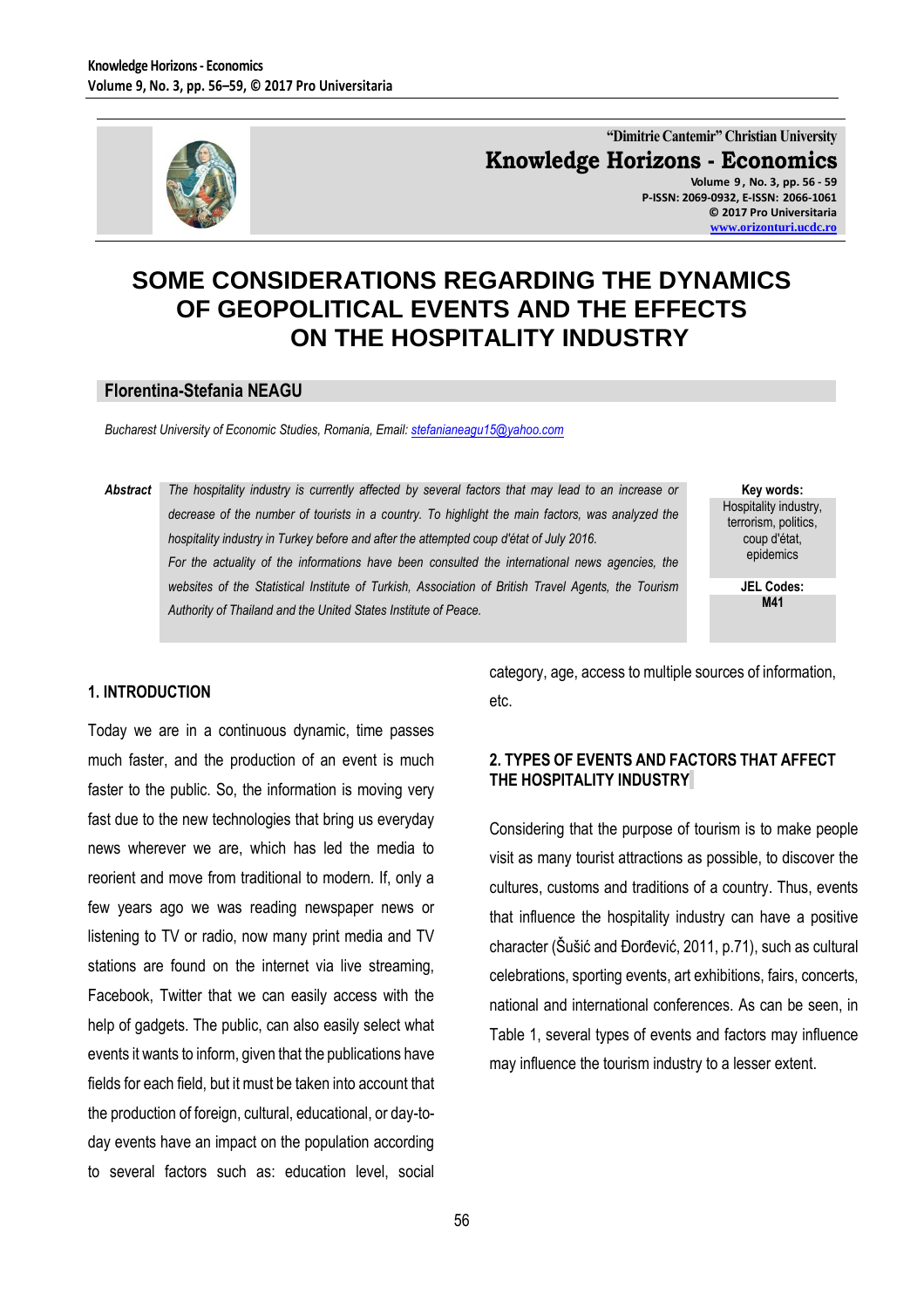"Dimitrie Cantemir" Christian University

**Knowledge Horizons - Economics**

Volume 9, No. 3, pp. 56 - 59
P-ISSN: 2069-0932, E-ISSN: 2066-1061
© 2017 Pro Universitaria
www.orizonturi.ucdc.ro

# SOME CONSIDERATIONS REGARDING THE DYNAMICS OF GEOPOLITICAL EVENTS AND THE EFFECTS ON THE HOSPITALITY INDUSTRY

**Florentina-Stefania NEAGU**

*Bucharest University of Economic Studies, Romania, Email: stefanianeagu15@yahoo.com*

***Abstract*** *The hospitality industry is currently affected by several factors that may lead to an increase or decrease of the number of tourists in a country. To highlight the main factors, was analyzed the hospitality industry in Turkey before and after the attempted coup d'état of July 2016.*
*For the actuality of the informations have been consulted the international news agencies, the websites of the Statistical Institute of Turkish, Association of British Travel Agents, the Tourism Authority of Thailand and the United States Institute of Peace.*

**Key words:**
Hospitality industry, terrorism, politics, coup d'état, epidemics

**JEL Codes:**
**M41**

## 1. INTRODUCTION

Today we are in a continuous dynamic, time passes much faster, and the production of an event is much faster to the public. So, the information is moving very fast due to the new technologies that bring us everyday news wherever we are, which has led the media to reorient and move from traditional to modern. If, only a few years ago we was reading newspaper news or listening to TV or radio, now many print media and TV stations are found on the internet via live streaming, Facebook, Twitter that we can easily access with the help of gadgets. The public, can also easily select what events it wants to inform, given that the publications have fields for each field, but it must be taken into account that the production of foreign, cultural, educational, or day-to-day events have an impact on the population according to several factors such as: education level, social category, age, access to multiple sources of information, etc.

## 2. TYPES OF EVENTS AND FACTORS THAT AFFECT THE HOSPITALITY INDUSTRY

Considering that the purpose of tourism is to make people visit as many tourist attractions as possible, to discover the cultures, customs and traditions of a country. Thus, events that influence the hospitality industry can have a positive character (Šušić and Đorđević, 2011, p.71), such as cultural celebrations, sporting events, art exhibitions, fairs, concerts, national and international conferences. As can be seen, in Table 1, several types of events and factors may influence may influence the tourism industry to a lesser extent.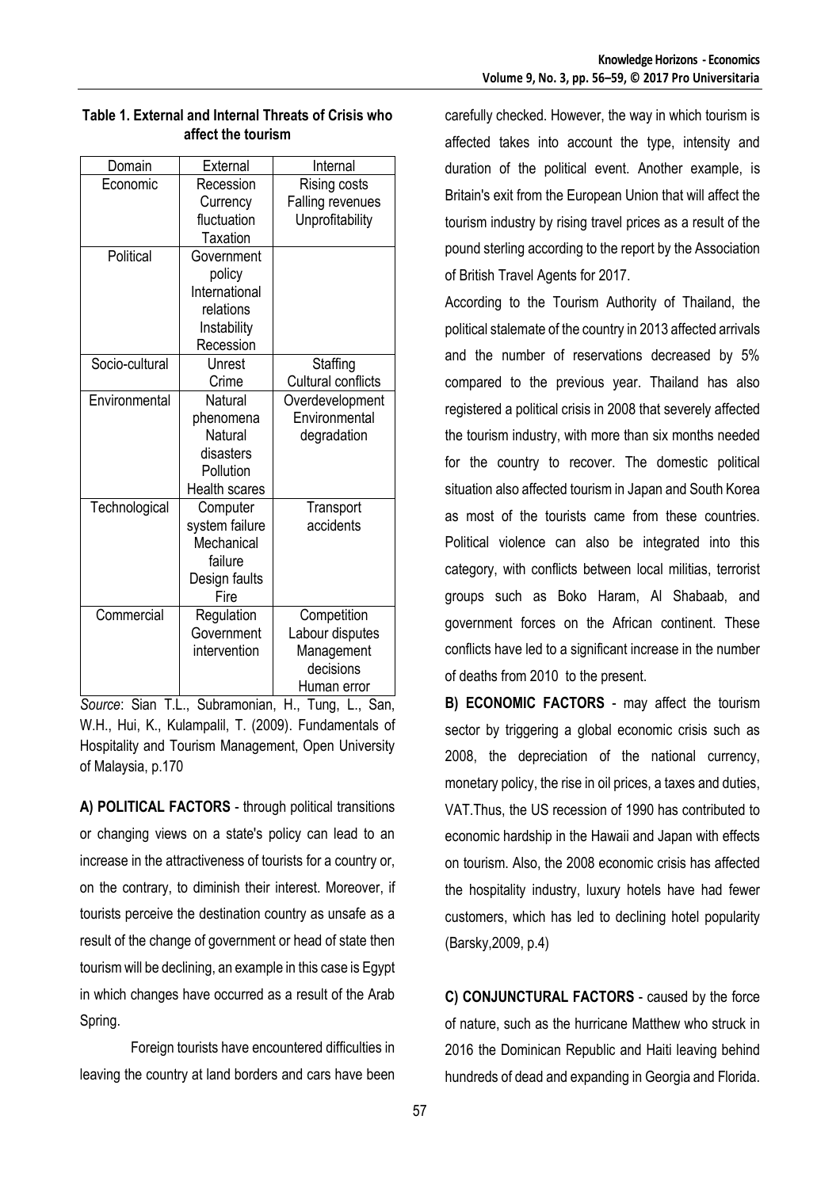**Table 1. External and Internal Threats of Crisis who affect the tourism**

| Domain | External | Internal |
|---|---|---|
| Economic | Recession Currency fluctuation Taxation | Rising costs Falling revenues Unprofitability |
| Political | Government policy International relations Instability Recession | |
| Socio-cultural | Unrest Crime | Staffing Cultural conflicts |
| Environmental | Natural phenomena Natural disasters Pollution Health scares | Overdevelopment Environmental degradation |
| Technological | Computer system failure Mechanical failure Design faults Fire | Transport accidents |
| Commercial | Regulation Government intervention | Competition Labour disputes Management decisions Human error |

*Source*: Sian T.L., Subramonian, H., Tung, L., San, W.H., Hui, K., Kulampalil, T. (2009). Fundamentals of Hospitality and Tourism Management, Open University of Malaysia, p.170

**A) POLITICAL FACTORS** - through political transitions or changing views on a state's policy can lead to an increase in the attractiveness of tourists for a country or, on the contrary, to diminish their interest. Moreover, if tourists perceive the destination country as unsafe as a result of the change of government or head of state then tourism will be declining, an example in this case is Egypt in which changes have occurred as a result of the Arab Spring.

Foreign tourists have encountered difficulties in leaving the country at land borders and cars have been carefully checked. However, the way in which tourism is affected takes into account the type, intensity and duration of the political event. Another example, is Britain's exit from the European Union that will affect the tourism industry by rising travel prices as a result of the pound sterling according to the report by the Association of British Travel Agents for 2017.

According to the Tourism Authority of Thailand, the political stalemate of the country in 2013 affected arrivals and the number of reservations decreased by 5% compared to the previous year. Thailand has also registered a political crisis in 2008 that severely affected the tourism industry, with more than six months needed for the country to recover. The domestic political situation also affected tourism in Japan and South Korea as most of the tourists came from these countries. Political violence can also be integrated into this category, with conflicts between local militias, terrorist groups such as Boko Haram, Al Shabaab, and government forces on the African continent. These conflicts have led to a significant increase in the number of deaths from 2010 to the present.

**B) ECONOMIC FACTORS** - may affect the tourism sector by triggering a global economic crisis such as 2008, the depreciation of the national currency, monetary policy, the rise in oil prices, a taxes and duties, VAT.Thus, the US recession of 1990 has contributed to economic hardship in the Hawaii and Japan with effects on tourism. Also, the 2008 economic crisis has affected the hospitality industry, luxury hotels have had fewer customers, which has led to declining hotel popularity (Barsky,2009, p.4)

**C) CONJUNCTURAL FACTORS** - caused by the force of nature, such as the hurricane Matthew who struck in 2016 the Dominican Republic and Haiti leaving behind hundreds of dead and expanding in Georgia and Florida.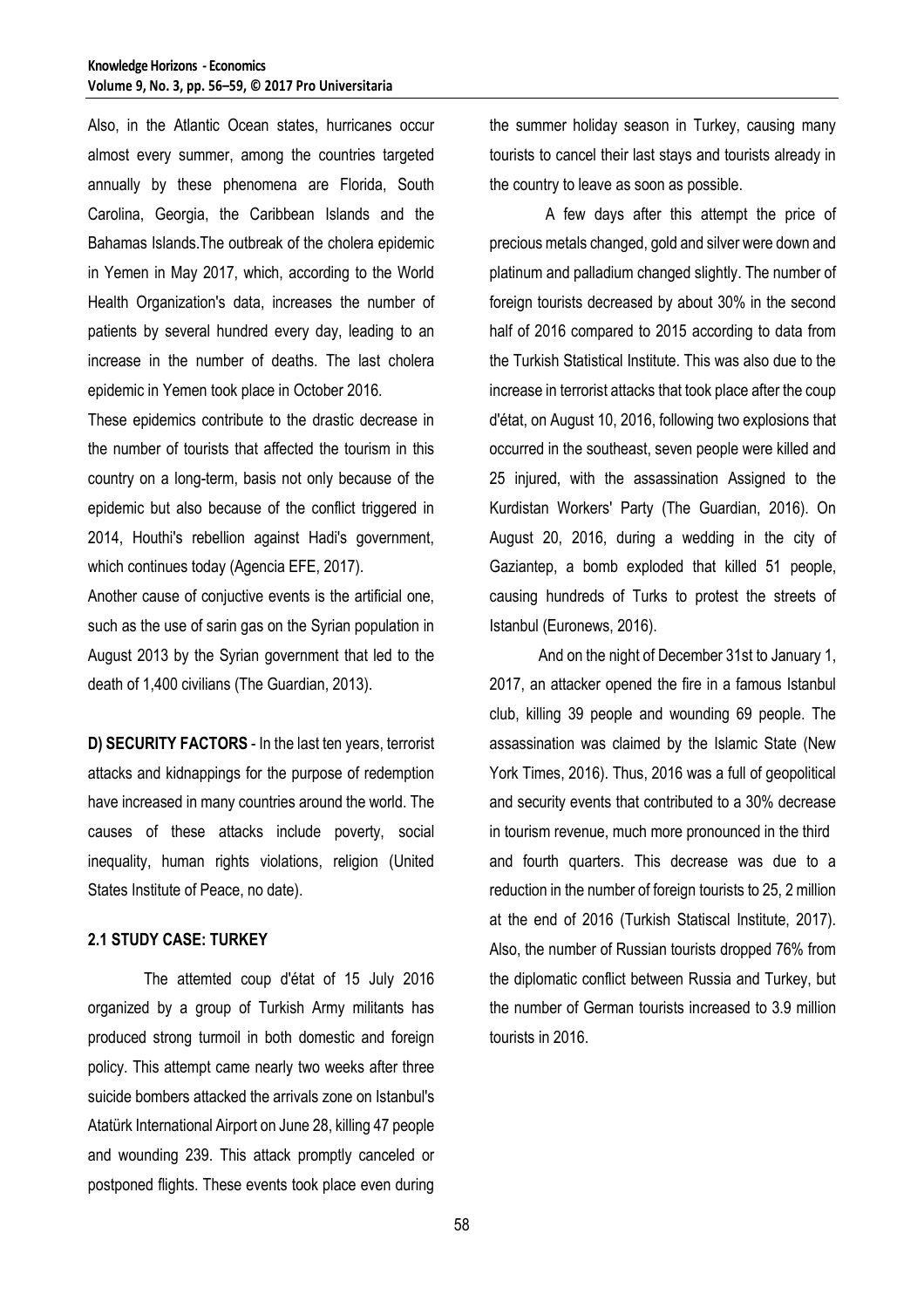Also, in the Atlantic Ocean states, hurricanes occur almost every summer, among the countries targeted annually by these phenomena are Florida, South Carolina, Georgia, the Caribbean Islands and the Bahamas Islands.The outbreak of the cholera epidemic in Yemen in May 2017, which, according to the World Health Organization's data, increases the number of patients by several hundred every day, leading to an increase in the number of deaths. The last cholera epidemic in Yemen took place in October 2016.

These epidemics contribute to the drastic decrease in the number of tourists that affected the tourism in this country on a long-term, basis not only because of the epidemic but also because of the conflict triggered in 2014, Houthi's rebellion against Hadi's government, which continues today (Agencia EFE, 2017).

Another cause of conjuctive events is the artificial one, such as the use of sarin gas on the Syrian population in August 2013 by the Syrian government that led to the death of 1,400 civilians (The Guardian, 2013).

**D) SECURITY FACTORS** - In the last ten years, terrorist attacks and kidnappings for the purpose of redemption have increased in many countries around the world. The causes of these attacks include poverty, social inequality, human rights violations, religion (United States Institute of Peace, no date).

### 2.1 STUDY CASE: TURKEY

The attemted coup d'état of 15 July 2016 organized by a group of Turkish Army militants has produced strong turmoil in both domestic and foreign policy. This attempt came nearly two weeks after three suicide bombers attacked the arrivals zone on Istanbul's Atatürk International Airport on June 28, killing 47 people and wounding 239. This attack promptly canceled or postponed flights. These events took place even during the summer holiday season in Turkey, causing many tourists to cancel their last stays and tourists already in the country to leave as soon as possible.

A few days after this attempt the price of precious metals changed, gold and silver were down and platinum and palladium changed slightly. The number of foreign tourists decreased by about 30% in the second half of 2016 compared to 2015 according to data from the Turkish Statistical Institute. This was also due to the increase in terrorist attacks that took place after the coup d'état, on August 10, 2016, following two explosions that occurred in the southeast, seven people were killed and 25 injured, with the assassination Assigned to the Kurdistan Workers' Party (The Guardian, 2016). On August 20, 2016, during a wedding in the city of Gaziantep, a bomb exploded that killed 51 people, causing hundreds of Turks to protest the streets of Istanbul (Euronews, 2016).

And on the night of December 31st to January 1, 2017, an attacker opened the fire in a famous Istanbul club, killing 39 people and wounding 69 people. The assassination was claimed by the Islamic State (New York Times, 2016). Thus, 2016 was a full of geopolitical and security events that contributed to a 30% decrease in tourism revenue, much more pronounced in the third and fourth quarters. This decrease was due to a reduction in the number of foreign tourists to 25, 2 million at the end of 2016 (Turkish Statiscal Institute, 2017). Also, the number of Russian tourists dropped 76% from the diplomatic conflict between Russia and Turkey, but the number of German tourists increased to 3.9 million tourists in 2016.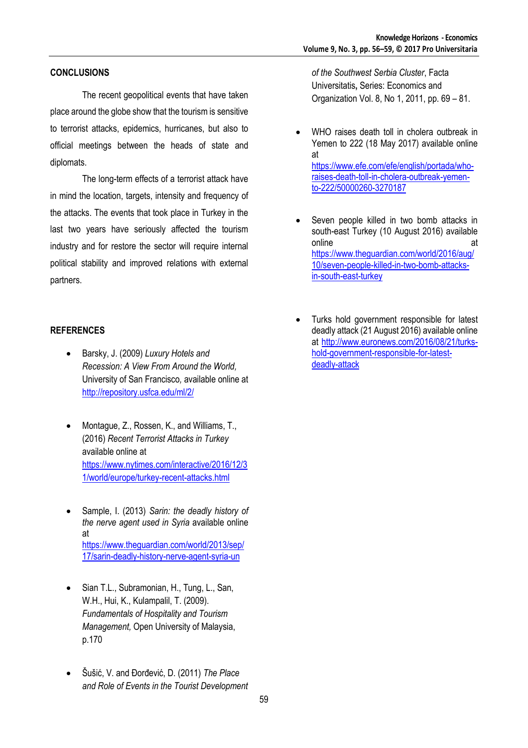## CONCLUSIONS

The recent geopolitical events that have taken place around the globe show that the tourism is sensitive to terrorist attacks, epidemics, hurricanes, but also to official meetings between the heads of state and diplomats.

The long-term effects of a terrorist attack have in mind the location, targets, intensity and frequency of the attacks. The events that took place in Turkey in the last two years have seriously affected the tourism industry and for restore the sector will require internal political stability and improved relations with external partners.

## REFERENCES

- Barsky, J. (2009) *Luxury Hotels and Recession: A View From Around the World,* University of San Francisco, available online at http://repository.usfca.edu/ml/2/
- Montague, Z., Rossen, K., and Williams, T., (2016) *Recent Terrorist Attacks in Turkey* available online at https://www.nytimes.com/interactive/2016/12/31/world/europe/turkey-recent-attacks.html
- Sample, I. (2013) *Sarin: the deadly history of the nerve agent used in Syria* available online at https://www.theguardian.com/world/2013/sep/17/sarin-deadly-history-nerve-agent-syria-un
- Sian T.L., Subramonian, H., Tung, L., San, W.H., Hui, K., Kulampalil, T. (2009). *Fundamentals of Hospitality and Tourism Management,* Open University of Malaysia, p.170
- Šušić, V. and Đorđević, D. (2011) *The Place and Role of Events in the Tourist Development of the Southwest Serbia Cluster*, Facta Universitatis**,** Series: Economics and Organization Vol. 8, No 1, 2011, pp. 69 – 81.
- WHO raises death toll in cholera outbreak in Yemen to 222 (18 May 2017) available online at https://www.efe.com/efe/english/portada/who-raises-death-toll-in-cholera-outbreak-yemen-to-222/50000260-3270187
- Seven people killed in two bomb attacks in south-east Turkey (10 August 2016) available online at https://www.theguardian.com/world/2016/aug/10/seven-people-killed-in-two-bomb-attacks-in-south-east-turkey
- Turks hold government responsible for latest deadly attack (21 August 2016) available online at http://www.euronews.com/2016/08/21/turks-hold-government-responsible-for-latest-deadly-attack